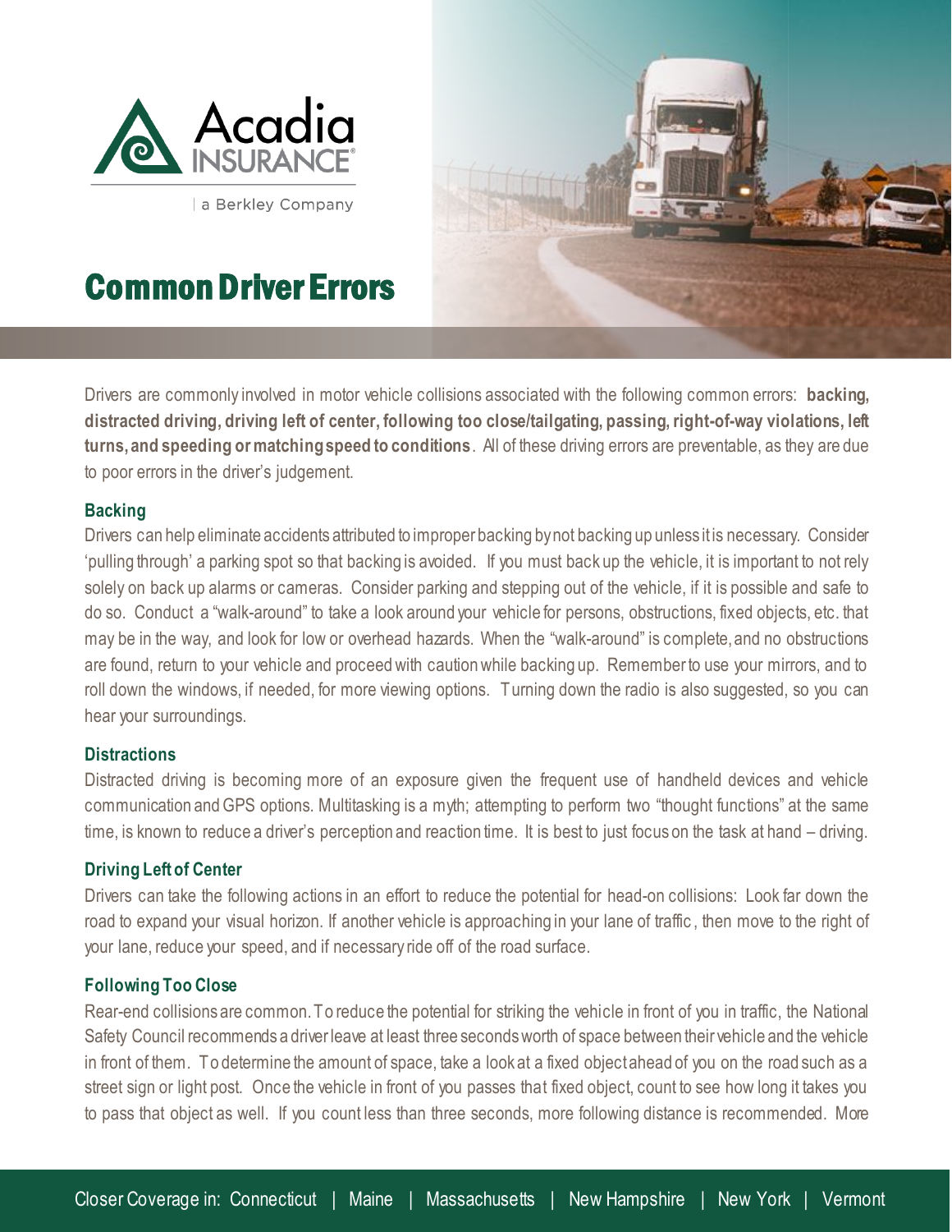Acadia INSURANCE | a Berkley Company

# Common Driver Errors

Drivers are commonly involved in motor vehicle collisions associated with the following common errors: **backing, distracted driving, driving left of center, following too close/tailgating, passing, right-of-way violations, left turns, and speeding or matching speed to conditions**. All of these driving errors are preventable, as they are due to poor errors in the driver's judgement.

## Backing

Drivers can help eliminate accidents attributed to improper backing by not backing up unless it is necessary. Consider 'pulling through' a parking spot so that backing is avoided. If you must back up the vehicle, it is important to not rely solely on back up alarms or cameras. Consider parking and stepping out of the vehicle, if it is possible and safe to do so. Conduct a "walk-around" to take a look around your vehicle for persons, obstructions, fixed objects, etc. that may be in the way, and look for low or overhead hazards. When the "walk-around" is complete, and no obstructions are found, return to your vehicle and proceed with caution while backing up. Remember to use your mirrors, and to roll down the windows, if needed, for more viewing options. Turning down the radio is also suggested, so you can hear your surroundings.

## Distractions

Distracted driving is becoming more of an exposure given the frequent use of handheld devices and vehicle communication and GPS options. Multitasking is a myth; attempting to perform two "thought functions" at the same time, is known to reduce a driver's perception and reaction time. It is best to just focus on the task at hand – driving.

## Driving Left of Center

Drivers can take the following actions in an effort to reduce the potential for head-on collisions: Look far down the road to expand your visual horizon. If another vehicle is approaching in your lane of traffic, then move to the right of your lane, reduce your speed, and if necessary ride off of the road surface.

## Following Too Close

Rear-end collisions are common. To reduce the potential for striking the vehicle in front of you in traffic, the National Safety Council recommends a driver leave at least three seconds worth of space between their vehicle and the vehicle in front of them. To determine the amount of space, take a look at a fixed object ahead of you on the road such as a street sign or light post. Once the vehicle in front of you passes that fixed object, count to see how long it takes you to pass that object as well. If you count less than three seconds, more following distance is recommended. More

Closer Coverage in: Connecticut | Maine | Massachusetts | New Hampshire | New York | Vermont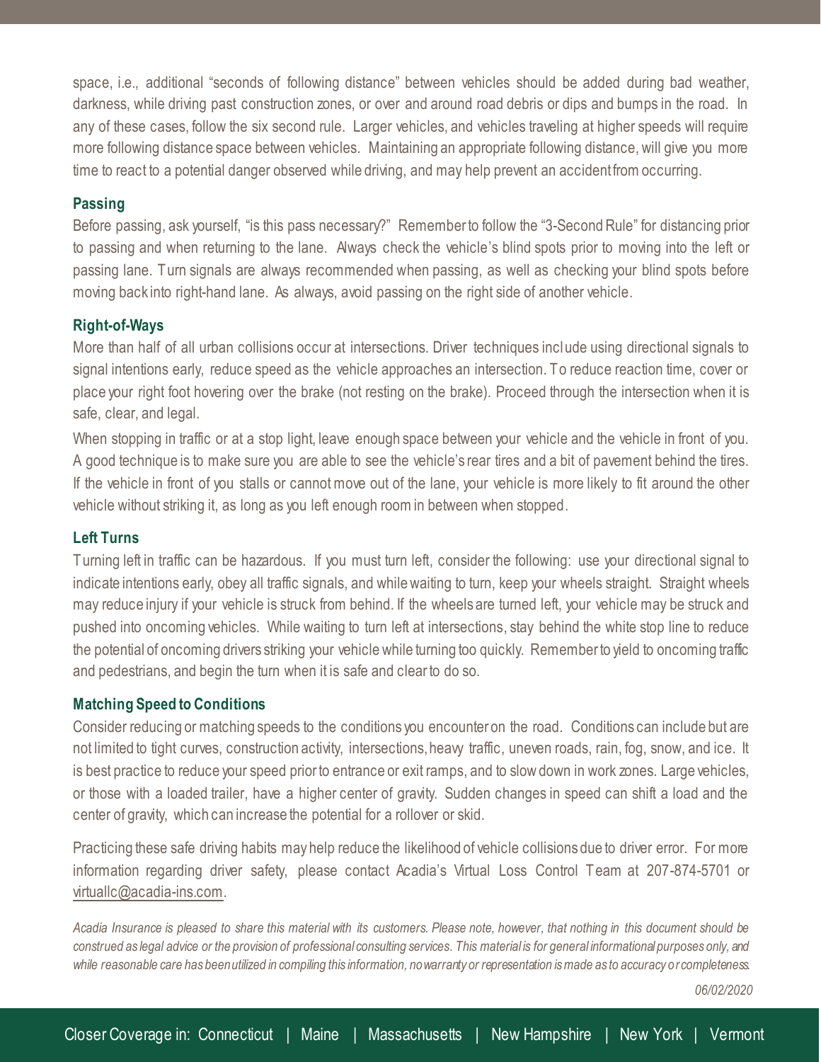space, i.e., additional "seconds of following distance" between vehicles should be added during bad weather, darkness, while driving past construction zones, or over and around road debris or dips and bumps in the road. In any of these cases, follow the six second rule. Larger vehicles, and vehicles traveling at higher speeds will require more following distance space between vehicles. Maintaining an appropriate following distance, will give you more time to react to a potential danger observed while driving, and may help prevent an accident from occurring.

### Passing

Before passing, ask yourself, "is this pass necessary?" Remember to follow the "3-Second Rule" for distancing prior to passing and when returning to the lane. Always check the vehicle's blind spots prior to moving into the left or passing lane. Turn signals are always recommended when passing, as well as checking your blind spots before moving back into right-hand lane. As always, avoid passing on the right side of another vehicle.

### Right-of-Ways

More than half of all urban collisions occur at intersections. Driver techniques include using directional signals to signal intentions early, reduce speed as the vehicle approaches an intersection. To reduce reaction time, cover or place your right foot hovering over the brake (not resting on the brake). Proceed through the intersection when it is safe, clear, and legal.

When stopping in traffic or at a stop light, leave enough space between your vehicle and the vehicle in front of you. A good technique is to make sure you are able to see the vehicle's rear tires and a bit of pavement behind the tires. If the vehicle in front of you stalls or cannot move out of the lane, your vehicle is more likely to fit around the other vehicle without striking it, as long as you left enough room in between when stopped.

### Left Turns

Turning left in traffic can be hazardous. If you must turn left, consider the following: use your directional signal to indicate intentions early, obey all traffic signals, and while waiting to turn, keep your wheels straight. Straight wheels may reduce injury if your vehicle is struck from behind. If the wheels are turned left, your vehicle may be struck and pushed into oncoming vehicles. While waiting to turn left at intersections, stay behind the white stop line to reduce the potential of oncoming drivers striking your vehicle while turning too quickly. Remember to yield to oncoming traffic and pedestrians, and begin the turn when it is safe and clear to do so.

### Matching Speed to Conditions

Consider reducing or matching speeds to the conditions you encounter on the road. Conditions can include but are not limited to tight curves, construction activity, intersections, heavy traffic, uneven roads, rain, fog, snow, and ice. It is best practice to reduce your speed prior to entrance or exit ramps, and to slow down in work zones. Large vehicles, or those with a loaded trailer, have a higher center of gravity. Sudden changes in speed can shift a load and the center of gravity, which can increase the potential for a rollover or skid.

Practicing these safe driving habits may help reduce the likelihood of vehicle collisions due to driver error. For more information regarding driver safety, please contact Acadia's Virtual Loss Control Team at 207-874-5701 or virtuallc@acadia-ins.com.

*Acadia Insurance is pleased to share this material with its customers. Please note, however, that nothing in this document should be construed as legal advice or the provision of professional consulting services. This material is for general informational purposes only, and while reasonable care has been utilized in compiling this information, no warranty or representation is made as to accuracy or completeness.*

*06/02/2020*

Closer Coverage in: Connecticut | Maine | Massachusetts | New Hampshire | New York | Vermont